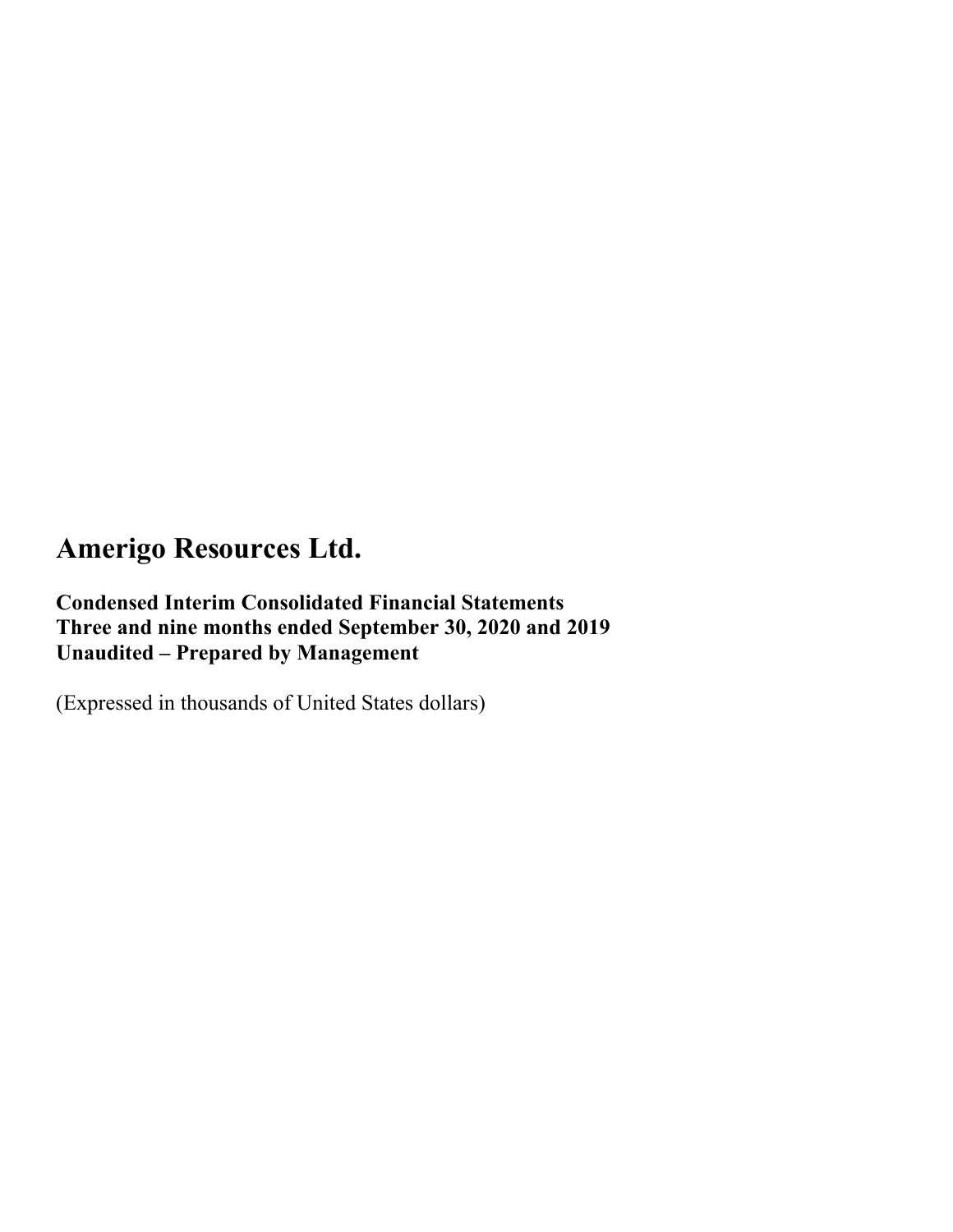# Amerigo Resources Ltd.

**Condensed Interim Consolidated Financial Statements**
**Three and nine months ended September 30, 2020 and 2019**
**Unaudited – Prepared by Management**

(Expressed in thousands of United States dollars)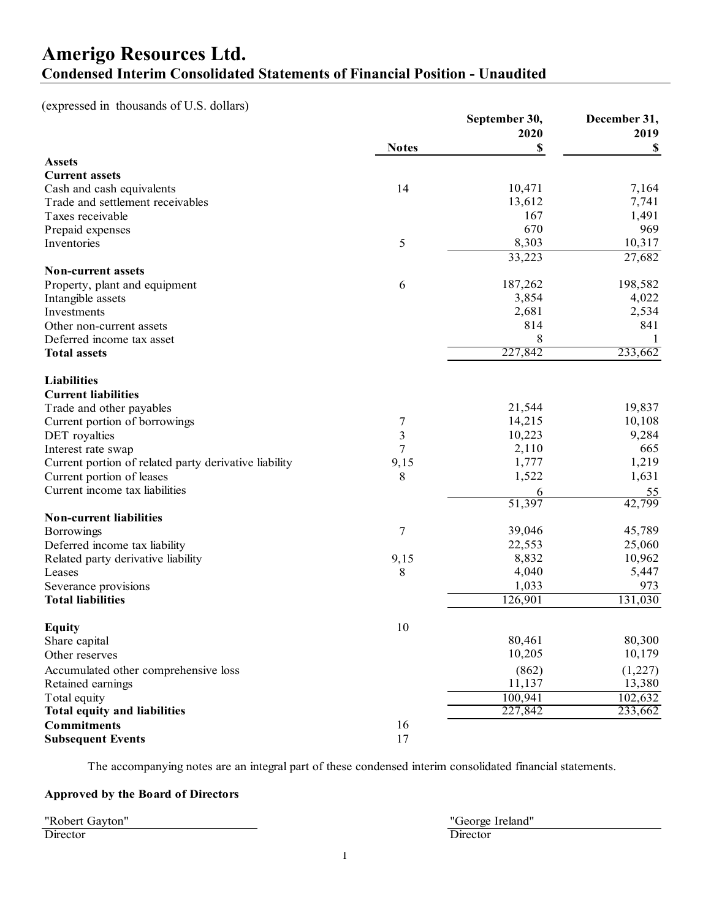# Amerigo Resources Ltd.

## Condensed Interim Consolidated Statements of Financial Position - Unaudited

(expressed in thousands of U.S. dollars)

| | Notes | September 30, 2020 $ | December 31, 2019 $ |
|---|---|---|---|
| **Assets** | | | |
| **Current assets** | | | |
| Cash and cash equivalents | 14 | 10,471 | 7,164 |
| Trade and settlement receivables | | 13,612 | 7,741 |
| Taxes receivable | | 167 | 1,491 |
| Prepaid expenses | | 670 | 969 |
| Inventories | 5 | 8,303 | 10,317 |
| | | 33,223 | 27,682 |
| **Non-current assets** | | | |
| Property, plant and equipment | 6 | 187,262 | 198,582 |
| Intangible assets | | 3,854 | 4,022 |
| Investments | | 2,681 | 2,534 |
| Other non-current assets | | 814 | 841 |
| Deferred income tax asset | | 8 | 1 |
| **Total assets** | | 227,842 | 233,662 |
| **Liabilities** | | | |
| **Current liabilities** | | | |
| Trade and other payables | | 21,544 | 19,837 |
| Current portion of borrowings | 7 | 14,215 | 10,108 |
| DET royalties | 3 | 10,223 | 9,284 |
| Interest rate swap | 7 | 2,110 | 665 |
| Current portion of related party derivative liability | 9,15 | 1,777 | 1,219 |
| Current portion of leases | 8 | 1,522 | 1,631 |
| Current income tax liabilities | | 6 | 55 |
| | | 51,397 | 42,799 |
| **Non-current liabilities** | | | |
| Borrowings | 7 | 39,046 | 45,789 |
| Deferred income tax liability | | 22,553 | 25,060 |
| Related party derivative liability | 9,15 | 8,832 | 10,962 |
| Leases | 8 | 4,040 | 5,447 |
| Severance provisions | | 1,033 | 973 |
| **Total liabilities** | | 126,901 | 131,030 |
| **Equity** | 10 | | |
| Share capital | | 80,461 | 80,300 |
| Other reserves | | 10,205 | 10,179 |
| Accumulated other comprehensive loss | | (862) | (1,227) |
| Retained earnings | | 11,137 | 13,380 |
| Total equity | | 100,941 | 102,632 |
| **Total equity and liabilities** | | 227,842 | 233,662 |
| **Commitments** | 16 | | |
| **Subsequent Events** | 17 | | |

The accompanying notes are an integral part of these condensed interim consolidated financial statements.

**Approved by the Board of Directors**

"Robert Gayton"
Director

"George Ireland"
Director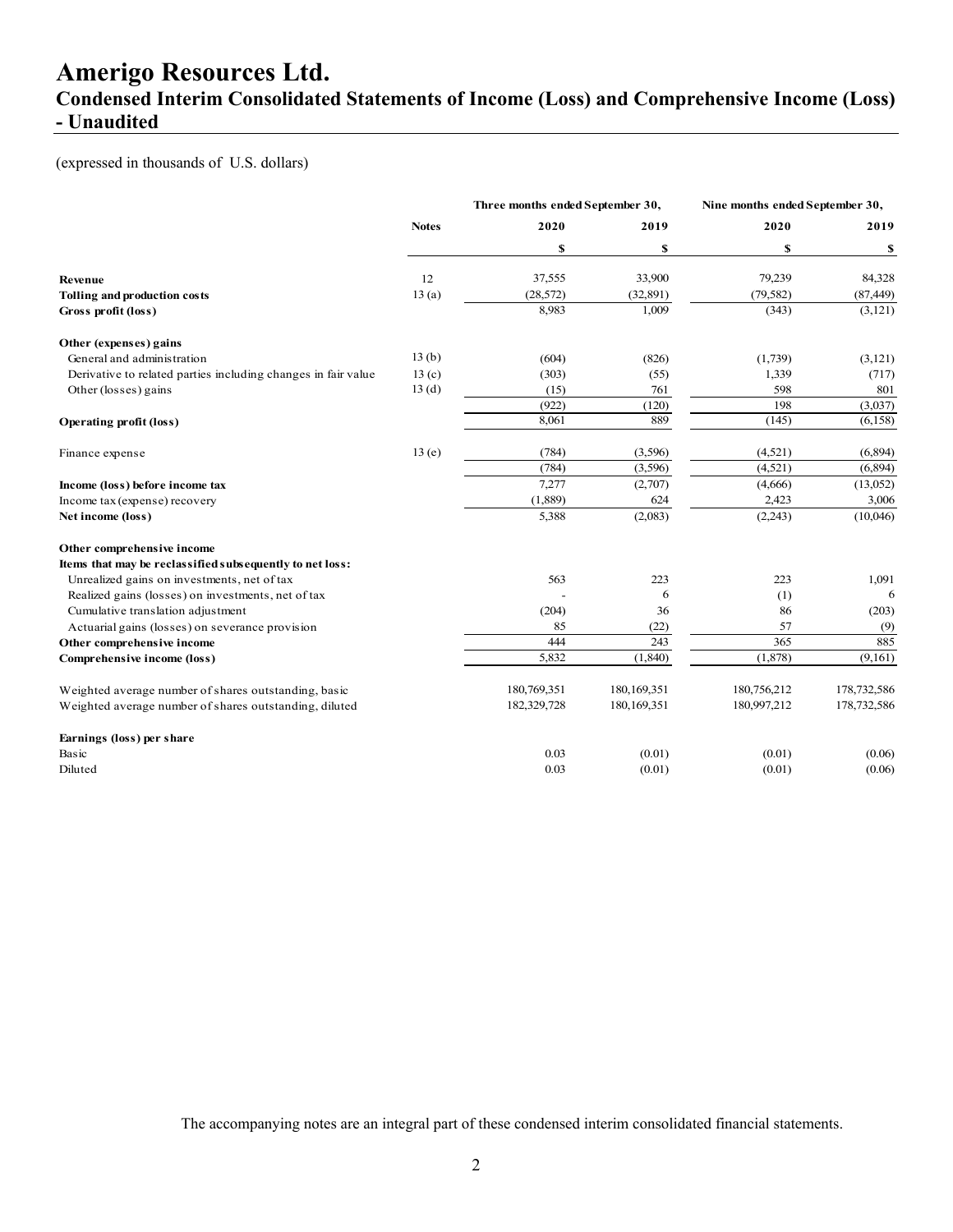# Amerigo Resources Ltd.

## Condensed Interim Consolidated Statements of Income (Loss) and Comprehensive Income (Loss) - Unaudited

(expressed in thousands of U.S. dollars)

| | Notes | Three months ended September 30, | | Nine months ended September 30, | |
|---|---|---|---|---|---|
| | | 2020 | 2019 | 2020 | 2019 |
| | | $ | $ | $ | $ |
| **Revenue** | 12 | 37,555 | 33,900 | 79,239 | 84,328 |
| **Tolling and production costs** | 13 (a) | (28,572) | (32,891) | (79,582) | (87,449) |
| **Gross profit (loss)** | | 8,983 | 1,009 | (343) | (3,121) |
| **Other (expenses) gains** | | | | | |
| General and administration | 13 (b) | (604) | (826) | (1,739) | (3,121) |
| Derivative to related parties including changes in fair value | 13 (c) | (303) | (55) | 1,339 | (717) |
| Other (losses) gains | 13 (d) | (15) | 761 | 598 | 801 |
| | | (922) | (120) | 198 | (3,037) |
| **Operating profit (loss)** | | 8,061 | 889 | (145) | (6,158) |
| Finance expense | 13 (e) | (784) | (3,596) | (4,521) | (6,894) |
| | | (784) | (3,596) | (4,521) | (6,894) |
| **Income (loss) before income tax** | | 7,277 | (2,707) | (4,666) | (13,052) |
| Income tax (expense) recovery | | (1,889) | 624 | 2,423 | 3,006 |
| **Net income (loss)** | | 5,388 | (2,083) | (2,243) | (10,046) |
| **Other comprehensive income** | | | | | |
| **Items that may be reclassified subsequently to net loss:** | | | | | |
| Unrealized gains on investments, net of tax | | 563 | 223 | 223 | 1,091 |
| Realized gains (losses) on investments, net of tax | | - | 6 | (1) | 6 |
| Cumulative translation adjustment | | (204) | 36 | 86 | (203) |
| Actuarial gains (losses) on severance provision | | 85 | (22) | 57 | (9) |
| **Other comprehensive income** | | 444 | 243 | 365 | 885 |
| **Comprehensive income (loss)** | | 5,832 | (1,840) | (1,878) | (9,161) |
| Weighted average number of shares outstanding, basic | | 180,769,351 | 180,169,351 | 180,756,212 | 178,732,586 |
| Weighted average number of shares outstanding, diluted | | 182,329,728 | 180,169,351 | 180,997,212 | 178,732,586 |
| **Earnings (loss) per share** | | | | | |
| Basic | | 0.03 | (0.01) | (0.01) | (0.06) |
| Diluted | | 0.03 | (0.01) | (0.01) | (0.06) |

The accompanying notes are an integral part of these condensed interim consolidated financial statements.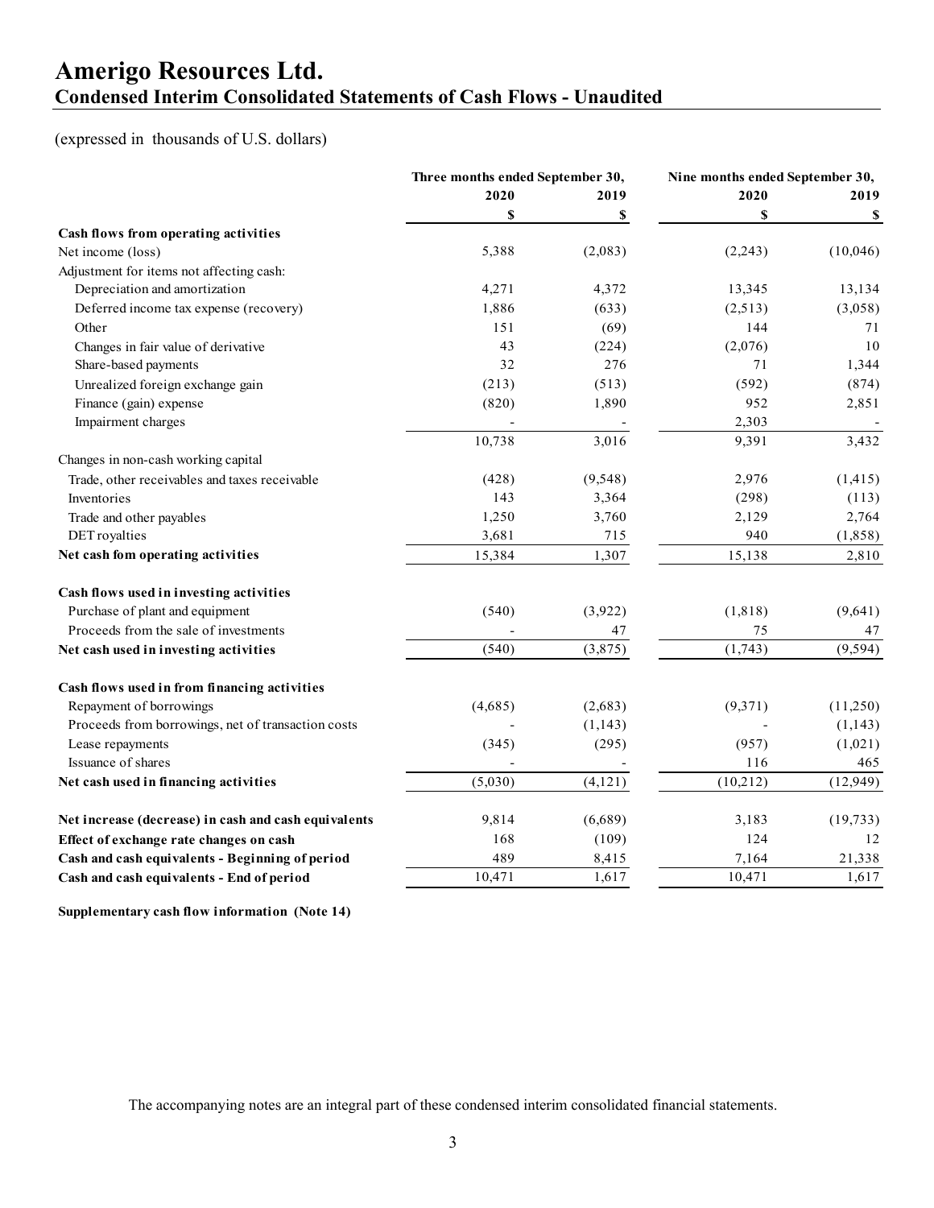# Amerigo Resources Ltd.
## Condensed Interim Consolidated Statements of Cash Flows - Unaudited

(expressed in thousands of U.S. dollars)

| | Three months ended September 30, | | Nine months ended September 30, | |
|---|---|---|---|---|
| | 2020 | 2019 | 2020 | 2019 |
| | $ | $ | $ | $ |
| **Cash flows from operating activities** | | | | |
| Net income (loss) | 5,388 | (2,083) | (2,243) | (10,046) |
| Adjustment for items not affecting cash: | | | | |
| Depreciation and amortization | 4,271 | 4,372 | 13,345 | 13,134 |
| Deferred income tax expense (recovery) | 1,886 | (633) | (2,513) | (3,058) |
| Other | 151 | (69) | 144 | 71 |
| Changes in fair value of derivative | 43 | (224) | (2,076) | 10 |
| Share-based payments | 32 | 276 | 71 | 1,344 |
| Unrealized foreign exchange gain | (213) | (513) | (592) | (874) |
| Finance (gain) expense | (820) | 1,890 | 952 | 2,851 |
| Impairment charges | - | - | 2,303 | - |
| | 10,738 | 3,016 | 9,391 | 3,432 |
| Changes in non-cash working capital | | | | |
| Trade, other receivables and taxes receivable | (428) | (9,548) | 2,976 | (1,415) |
| Inventories | 143 | 3,364 | (298) | (113) |
| Trade and other payables | 1,250 | 3,760 | 2,129 | 2,764 |
| DET royalties | 3,681 | 715 | 940 | (1,858) |
| **Net cash fom operating activities** | 15,384 | 1,307 | 15,138 | 2,810 |
| | | | | |
| **Cash flows used in investing activities** | | | | |
| Purchase of plant and equipment | (540) | (3,922) | (1,818) | (9,641) |
| Proceeds from the sale of investments | - | 47 | 75 | 47 |
| **Net cash used in investing activities** | (540) | (3,875) | (1,743) | (9,594) |
| | | | | |
| **Cash flows used in from financing activities** | | | | |
| Repayment of borrowings | (4,685) | (2,683) | (9,371) | (11,250) |
| Proceeds from borrowings, net of transaction costs | - | (1,143) | - | (1,143) |
| Lease repayments | (345) | (295) | (957) | (1,021) |
| Issuance of shares | - | - | 116 | 465 |
| **Net cash used in financing activities** | (5,030) | (4,121) | (10,212) | (12,949) |
| | | | | |
| **Net increase (decrease) in cash and cash equivalents** | 9,814 | (6,689) | 3,183 | (19,733) |
| **Effect of exchange rate changes on cash** | 168 | (109) | 124 | 12 |
| **Cash and cash equivalents - Beginning of period** | 489 | 8,415 | 7,164 | 21,338 |
| **Cash and cash equivalents - End of period** | 10,471 | 1,617 | 10,471 | 1,617 |

**Supplementary cash flow information (Note 14)**

The accompanying notes are an integral part of these condensed interim consolidated financial statements.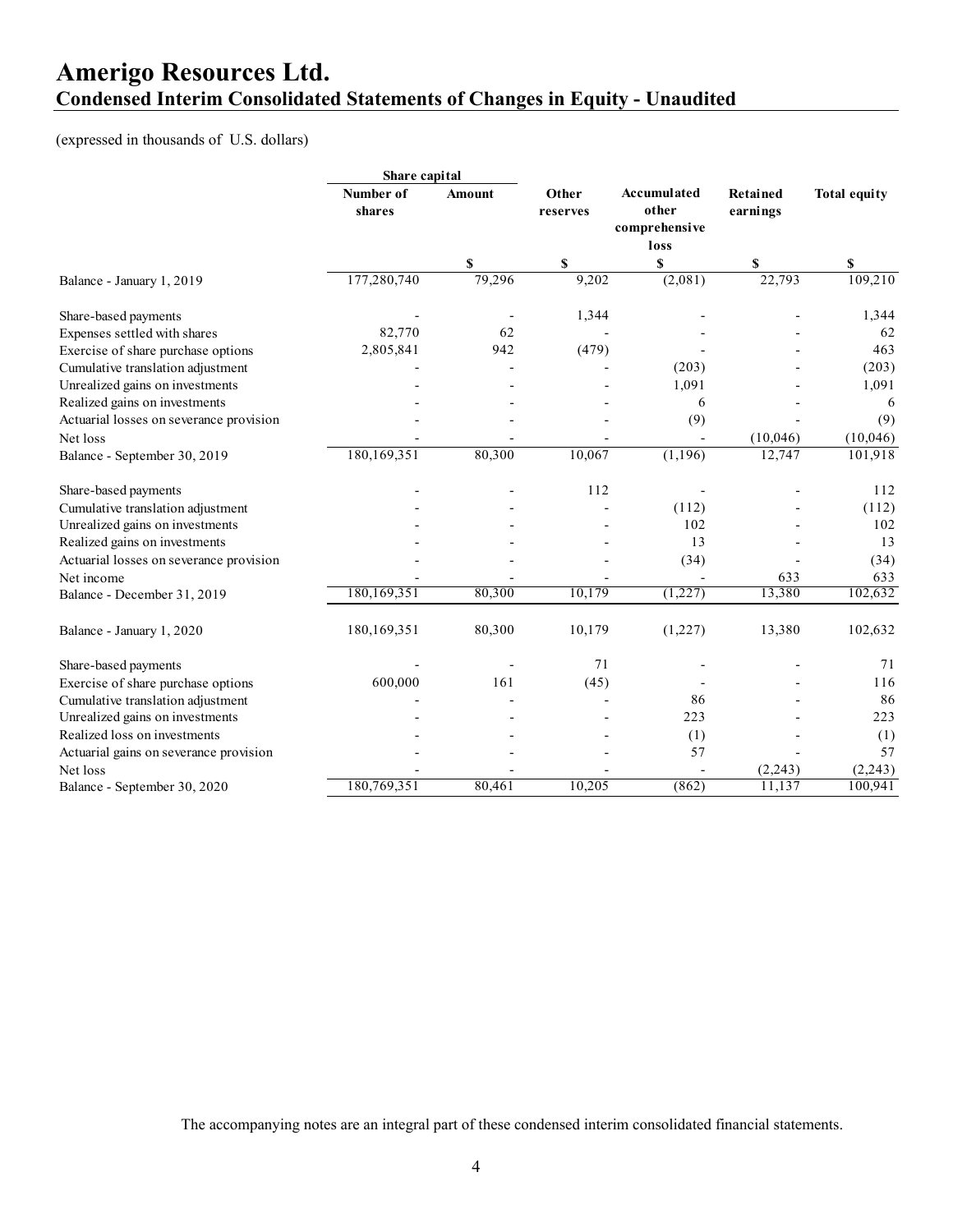# Amerigo Resources Ltd.
## Condensed Interim Consolidated Statements of Changes in Equity - Unaudited

(expressed in thousands of U.S. dollars)

| | Share capital | | | | | |
|---|---|---|---|---|---|---|
| | Number of shares | Amount | Other reserves | Accumulated other comprehensive loss | Retained earnings | Total equity |
| | | $ | $ | $ | $ | $ |
| Balance - January 1, 2019 | 177,280,740 | 79,296 | 9,202 | (2,081) | 22,793 | 109,210 |
| Share-based payments | - | - | 1,344 | - | - | 1,344 |
| Expenses settled with shares | 82,770 | 62 | - | - | - | 62 |
| Exercise of share purchase options | 2,805,841 | 942 | (479) | - | - | 463 |
| Cumulative translation adjustment | - | - | - | (203) | - | (203) |
| Unrealized gains on investments | - | - | - | 1,091 | - | 1,091 |
| Realized gains on investments | - | - | - | 6 | - | 6 |
| Actuarial losses on severance provision | - | - | - | (9) | - | (9) |
| Net loss | - | - | - | - | (10,046) | (10,046) |
| Balance - September 30, 2019 | 180,169,351 | 80,300 | 10,067 | (1,196) | 12,747 | 101,918 |
| Share-based payments | - | - | 112 | - | - | 112 |
| Cumulative translation adjustment | - | - | - | (112) | - | (112) |
| Unrealized gains on investments | - | - | - | 102 | - | 102 |
| Realized gains on investments | - | - | - | 13 | - | 13 |
| Actuarial losses on severance provision | - | - | - | (34) | - | (34) |
| Net income | - | - | - | - | 633 | 633 |
| Balance - December 31, 2019 | 180,169,351 | 80,300 | 10,179 | (1,227) | 13,380 | 102,632 |
| Balance - January 1, 2020 | 180,169,351 | 80,300 | 10,179 | (1,227) | 13,380 | 102,632 |
| Share-based payments | - | - | 71 | - | - | 71 |
| Exercise of share purchase options | 600,000 | 161 | (45) | - | - | 116 |
| Cumulative translation adjustment | - | - | - | 86 | - | 86 |
| Unrealized gains on investments | - | - | - | 223 | - | 223 |
| Realized loss on investments | - | - | - | (1) | - | (1) |
| Actuarial gains on severance provision | - | - | - | 57 | - | 57 |
| Net loss | - | - | - | - | (2,243) | (2,243) |
| Balance - September 30, 2020 | 180,769,351 | 80,461 | 10,205 | (862) | 11,137 | 100,941 |

The accompanying notes are an integral part of these condensed interim consolidated financial statements.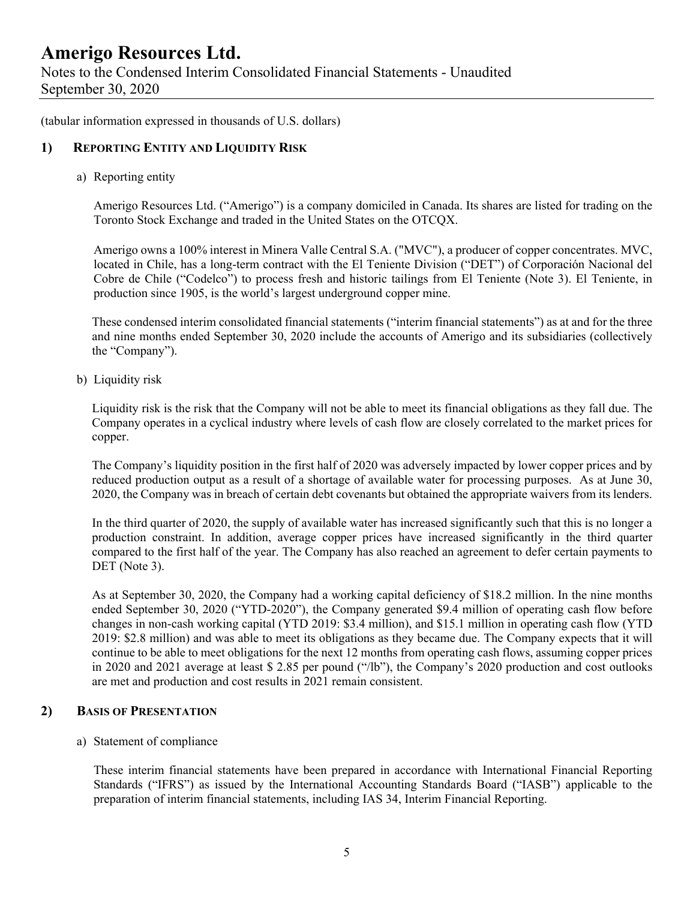(tabular information expressed in thousands of U.S. dollars)

## 1) REPORTING ENTITY AND LIQUIDITY RISK

a) Reporting entity

Amerigo Resources Ltd. ("Amerigo") is a company domiciled in Canada. Its shares are listed for trading on the Toronto Stock Exchange and traded in the United States on the OTCQX.

Amerigo owns a 100% interest in Minera Valle Central S.A. ("MVC"), a producer of copper concentrates. MVC, located in Chile, has a long-term contract with the El Teniente Division ("DET") of Corporación Nacional del Cobre de Chile ("Codelco") to process fresh and historic tailings from El Teniente (Note 3). El Teniente, in production since 1905, is the world's largest underground copper mine.

These condensed interim consolidated financial statements ("interim financial statements") as at and for the three and nine months ended September 30, 2020 include the accounts of Amerigo and its subsidiaries (collectively the "Company").

b) Liquidity risk

Liquidity risk is the risk that the Company will not be able to meet its financial obligations as they fall due. The Company operates in a cyclical industry where levels of cash flow are closely correlated to the market prices for copper.

The Company's liquidity position in the first half of 2020 was adversely impacted by lower copper prices and by reduced production output as a result of a shortage of available water for processing purposes. As at June 30, 2020, the Company was in breach of certain debt covenants but obtained the appropriate waivers from its lenders.

In the third quarter of 2020, the supply of available water has increased significantly such that this is no longer a production constraint. In addition, average copper prices have increased significantly in the third quarter compared to the first half of the year. The Company has also reached an agreement to defer certain payments to DET (Note 3).

As at September 30, 2020, the Company had a working capital deficiency of $18.2 million. In the nine months ended September 30, 2020 ("YTD-2020"), the Company generated $9.4 million of operating cash flow before changes in non-cash working capital (YTD 2019: $3.4 million), and $15.1 million in operating cash flow (YTD 2019: $2.8 million) and was able to meet its obligations as they became due. The Company expects that it will continue to be able to meet obligations for the next 12 months from operating cash flows, assuming copper prices in 2020 and 2021 average at least $ 2.85 per pound ("/lb"), the Company's 2020 production and cost outlooks are met and production and cost results in 2021 remain consistent.

## 2) BASIS OF PRESENTATION

a) Statement of compliance

These interim financial statements have been prepared in accordance with International Financial Reporting Standards ("IFRS") as issued by the International Accounting Standards Board ("IASB") applicable to the preparation of interim financial statements, including IAS 34, Interim Financial Reporting.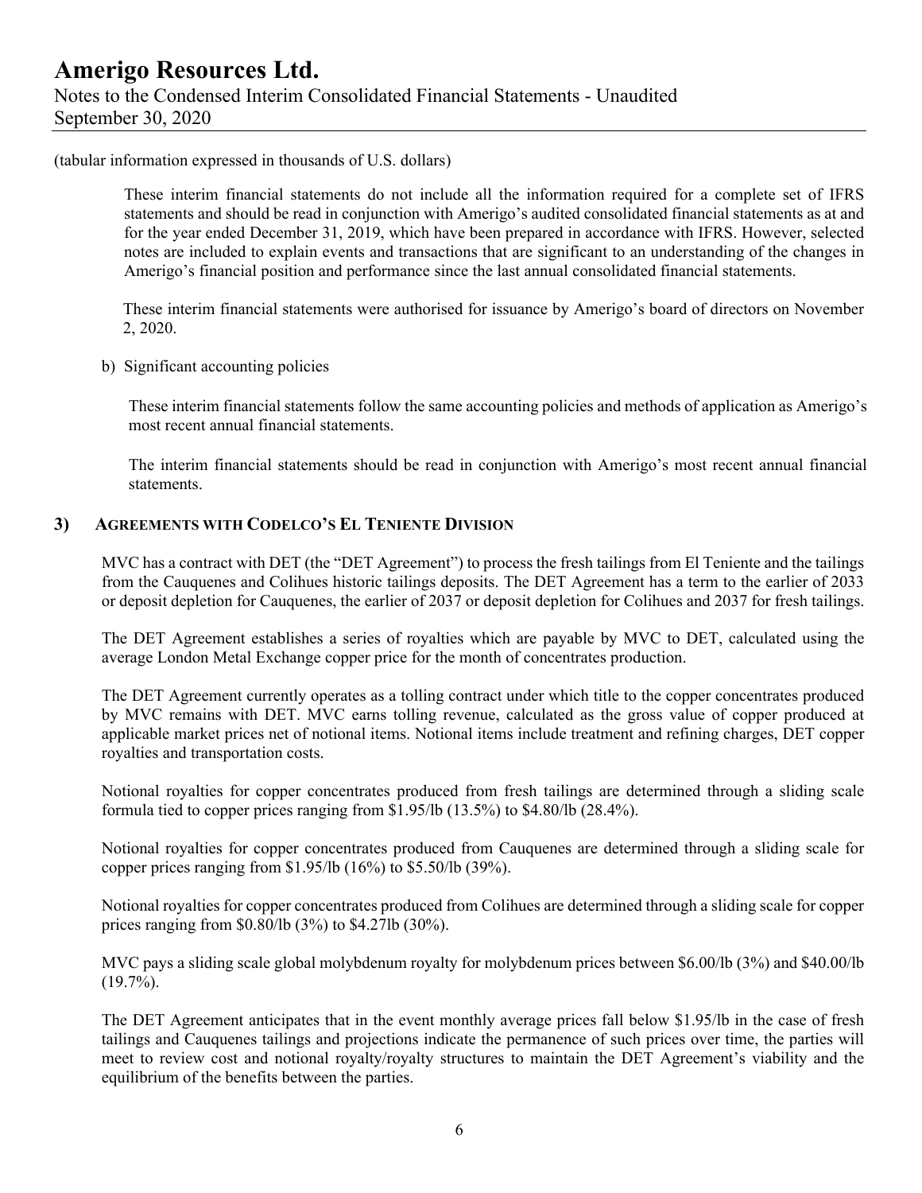(tabular information expressed in thousands of U.S. dollars)

These interim financial statements do not include all the information required for a complete set of IFRS statements and should be read in conjunction with Amerigo's audited consolidated financial statements as at and for the year ended December 31, 2019, which have been prepared in accordance with IFRS. However, selected notes are included to explain events and transactions that are significant to an understanding of the changes in Amerigo's financial position and performance since the last annual consolidated financial statements.

These interim financial statements were authorised for issuance by Amerigo's board of directors on November 2, 2020.

b) Significant accounting policies

These interim financial statements follow the same accounting policies and methods of application as Amerigo's most recent annual financial statements.

The interim financial statements should be read in conjunction with Amerigo's most recent annual financial statements.

## 3) AGREEMENTS WITH CODELCO'S EL TENIENTE DIVISION

MVC has a contract with DET (the "DET Agreement") to process the fresh tailings from El Teniente and the tailings from the Cauquenes and Colihues historic tailings deposits. The DET Agreement has a term to the earlier of 2033 or deposit depletion for Cauquenes, the earlier of 2037 or deposit depletion for Colihues and 2037 for fresh tailings.

The DET Agreement establishes a series of royalties which are payable by MVC to DET, calculated using the average London Metal Exchange copper price for the month of concentrates production.

The DET Agreement currently operates as a tolling contract under which title to the copper concentrates produced by MVC remains with DET. MVC earns tolling revenue, calculated as the gross value of copper produced at applicable market prices net of notional items. Notional items include treatment and refining charges, DET copper royalties and transportation costs.

Notional royalties for copper concentrates produced from fresh tailings are determined through a sliding scale formula tied to copper prices ranging from $1.95/lb (13.5%) to $4.80/lb (28.4%).

Notional royalties for copper concentrates produced from Cauquenes are determined through a sliding scale for copper prices ranging from $1.95/lb (16%) to $5.50/lb (39%).

Notional royalties for copper concentrates produced from Colihues are determined through a sliding scale for copper prices ranging from $0.80/lb (3%) to $4.27lb (30%).

MVC pays a sliding scale global molybdenum royalty for molybdenum prices between $6.00/lb (3%) and $40.00/lb (19.7%).

The DET Agreement anticipates that in the event monthly average prices fall below $1.95/lb in the case of fresh tailings and Cauquenes tailings and projections indicate the permanence of such prices over time, the parties will meet to review cost and notional royalty/royalty structures to maintain the DET Agreement's viability and the equilibrium of the benefits between the parties.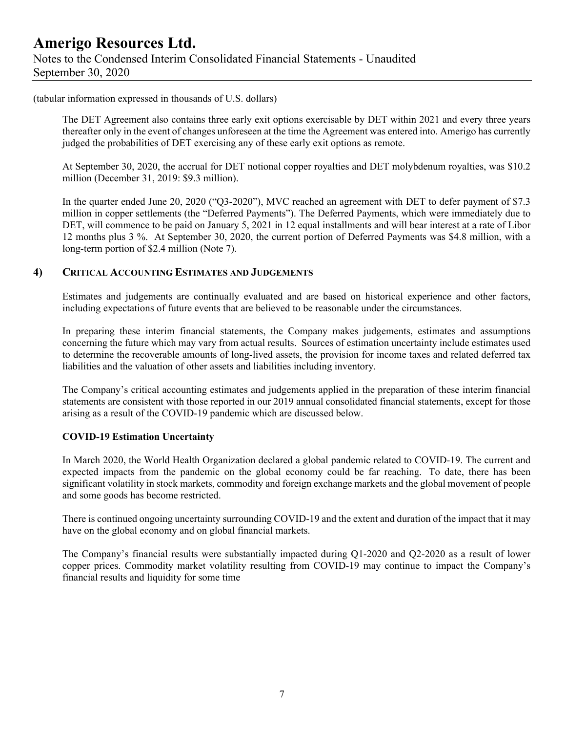(tabular information expressed in thousands of U.S. dollars)

The DET Agreement also contains three early exit options exercisable by DET within 2021 and every three years thereafter only in the event of changes unforeseen at the time the Agreement was entered into. Amerigo has currently judged the probabilities of DET exercising any of these early exit options as remote.

At September 30, 2020, the accrual for DET notional copper royalties and DET molybdenum royalties, was $10.2 million (December 31, 2019: $9.3 million).

In the quarter ended June 20, 2020 ("Q3-2020"), MVC reached an agreement with DET to defer payment of $7.3 million in copper settlements (the "Deferred Payments"). The Deferred Payments, which were immediately due to DET, will commence to be paid on January 5, 2021 in 12 equal installments and will bear interest at a rate of Libor 12 months plus 3 %. At September 30, 2020, the current portion of Deferred Payments was $4.8 million, with a long-term portion of $2.4 million (Note 7).

## 4) CRITICAL ACCOUNTING ESTIMATES AND JUDGEMENTS

Estimates and judgements are continually evaluated and are based on historical experience and other factors, including expectations of future events that are believed to be reasonable under the circumstances.

In preparing these interim financial statements, the Company makes judgements, estimates and assumptions concerning the future which may vary from actual results. Sources of estimation uncertainty include estimates used to determine the recoverable amounts of long-lived assets, the provision for income taxes and related deferred tax liabilities and the valuation of other assets and liabilities including inventory.

The Company's critical accounting estimates and judgements applied in the preparation of these interim financial statements are consistent with those reported in our 2019 annual consolidated financial statements, except for those arising as a result of the COVID-19 pandemic which are discussed below.

**COVID-19 Estimation Uncertainty**

In March 2020, the World Health Organization declared a global pandemic related to COVID-19. The current and expected impacts from the pandemic on the global economy could be far reaching. To date, there has been significant volatility in stock markets, commodity and foreign exchange markets and the global movement of people and some goods has become restricted.

There is continued ongoing uncertainty surrounding COVID-19 and the extent and duration of the impact that it may have on the global economy and on global financial markets.

The Company's financial results were substantially impacted during Q1-2020 and Q2-2020 as a result of lower copper prices. Commodity market volatility resulting from COVID-19 may continue to impact the Company's financial results and liquidity for some time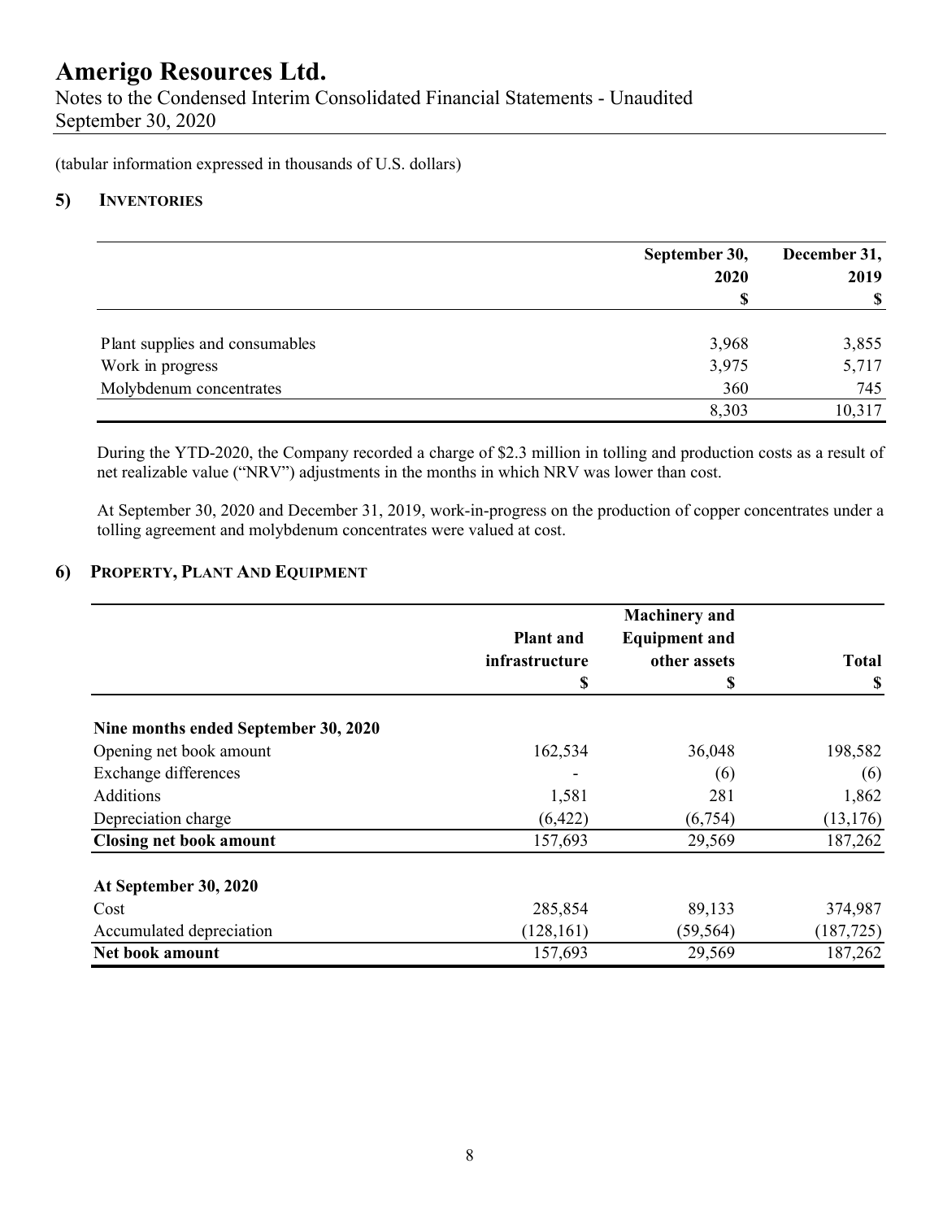(tabular information expressed in thousands of U.S. dollars)

## 5) INVENTORIES

| | September 30, 2020 $ | December 31, 2019 $ |
|---|---|---|
| Plant supplies and consumables | 3,968 | 3,855 |
| Work in progress | 3,975 | 5,717 |
| Molybdenum concentrates | 360 | 745 |
| | 8,303 | 10,317 |

During the YTD-2020, the Company recorded a charge of $2.3 million in tolling and production costs as a result of net realizable value ("NRV") adjustments in the months in which NRV was lower than cost.

At September 30, 2020 and December 31, 2019, work-in-progress on the production of copper concentrates under a tolling agreement and molybdenum concentrates were valued at cost.

## 6) PROPERTY, PLANT AND EQUIPMENT

| | Plant and infrastructure $ | Machinery and Equipment and other assets $ | Total $ |
|---|---|---|---|
| **Nine months ended September 30, 2020** | | | |
| Opening net book amount | 162,534 | 36,048 | 198,582 |
| Exchange differences | - | (6) | (6) |
| Additions | 1,581 | 281 | 1,862 |
| Depreciation charge | (6,422) | (6,754) | (13,176) |
| **Closing net book amount** | 157,693 | 29,569 | 187,262 |
| | | | |
| **At September 30, 2020** | | | |
| Cost | 285,854 | 89,133 | 374,987 |
| Accumulated depreciation | (128,161) | (59,564) | (187,725) |
| **Net book amount** | 157,693 | 29,569 | 187,262 |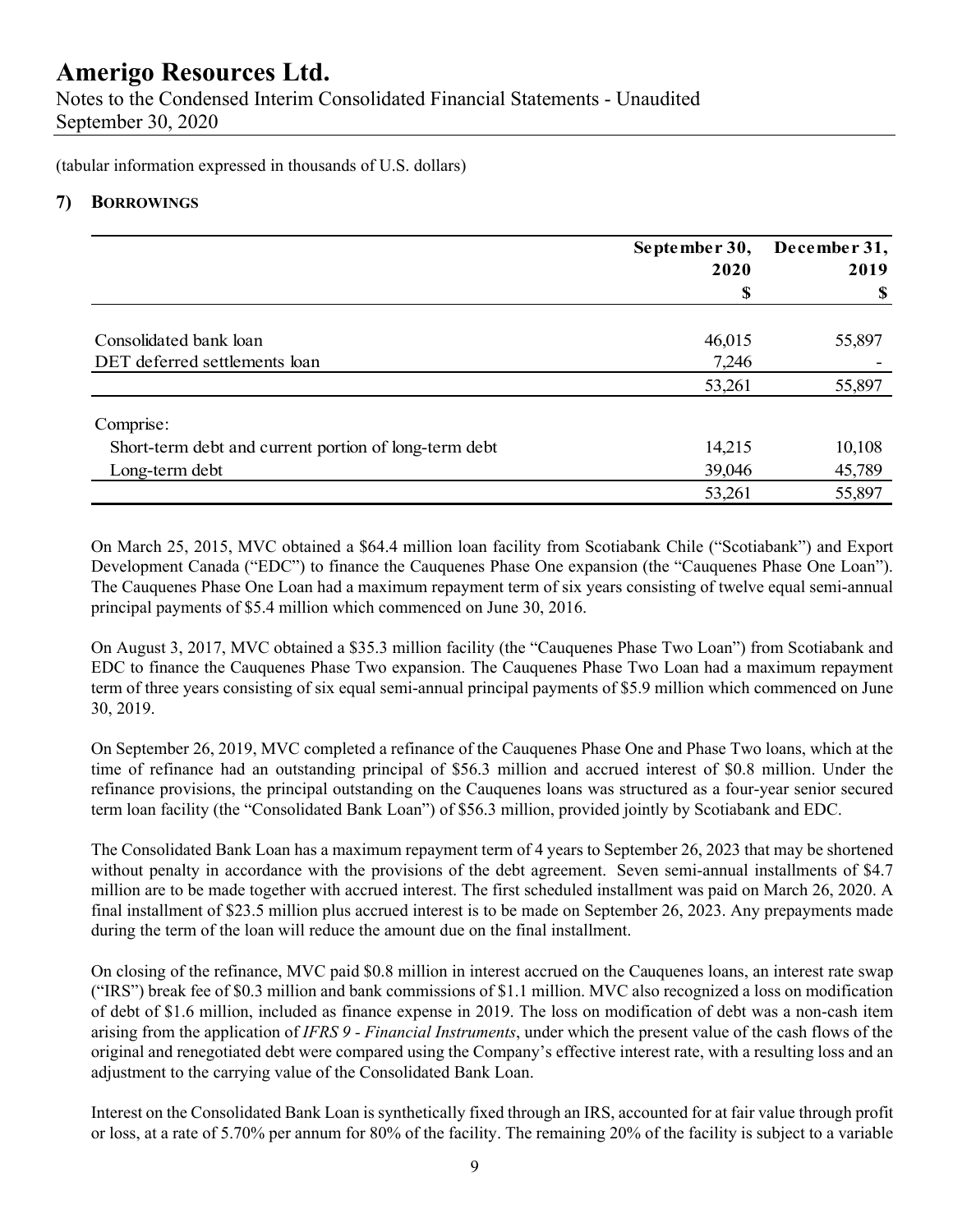(tabular information expressed in thousands of U.S. dollars)

## 7) BORROWINGS

| | September 30, 2020 | December 31, 2019 |
|---|---|---|
| | $ | $ |
| Consolidated bank loan | 46,015 | 55,897 |
| DET deferred settlements loan | 7,246 | - |
| | 53,261 | 55,897 |
| Comprise: | | |
| Short-term debt and current portion of long-term debt | 14,215 | 10,108 |
| Long-term debt | 39,046 | 45,789 |
| | 53,261 | 55,897 |

On March 25, 2015, MVC obtained a $64.4 million loan facility from Scotiabank Chile ("Scotiabank") and Export Development Canada ("EDC") to finance the Cauquenes Phase One expansion (the "Cauquenes Phase One Loan"). The Cauquenes Phase One Loan had a maximum repayment term of six years consisting of twelve equal semi-annual principal payments of $5.4 million which commenced on June 30, 2016.

On August 3, 2017, MVC obtained a $35.3 million facility (the "Cauquenes Phase Two Loan") from Scotiabank and EDC to finance the Cauquenes Phase Two expansion. The Cauquenes Phase Two Loan had a maximum repayment term of three years consisting of six equal semi-annual principal payments of $5.9 million which commenced on June 30, 2019.

On September 26, 2019, MVC completed a refinance of the Cauquenes Phase One and Phase Two loans, which at the time of refinance had an outstanding principal of $56.3 million and accrued interest of $0.8 million. Under the refinance provisions, the principal outstanding on the Cauquenes loans was structured as a four-year senior secured term loan facility (the "Consolidated Bank Loan") of $56.3 million, provided jointly by Scotiabank and EDC.

The Consolidated Bank Loan has a maximum repayment term of 4 years to September 26, 2023 that may be shortened without penalty in accordance with the provisions of the debt agreement. Seven semi-annual installments of $4.7 million are to be made together with accrued interest. The first scheduled installment was paid on March 26, 2020. A final installment of $23.5 million plus accrued interest is to be made on September 26, 2023. Any prepayments made during the term of the loan will reduce the amount due on the final installment.

On closing of the refinance, MVC paid $0.8 million in interest accrued on the Cauquenes loans, an interest rate swap ("IRS") break fee of $0.3 million and bank commissions of $1.1 million. MVC also recognized a loss on modification of debt of $1.6 million, included as finance expense in 2019. The loss on modification of debt was a non-cash item arising from the application of *IFRS 9 - Financial Instruments*, under which the present value of the cash flows of the original and renegotiated debt were compared using the Company's effective interest rate, with a resulting loss and an adjustment to the carrying value of the Consolidated Bank Loan.

Interest on the Consolidated Bank Loan is synthetically fixed through an IRS, accounted for at fair value through profit or loss, at a rate of 5.70% per annum for 80% of the facility. The remaining 20% of the facility is subject to a variable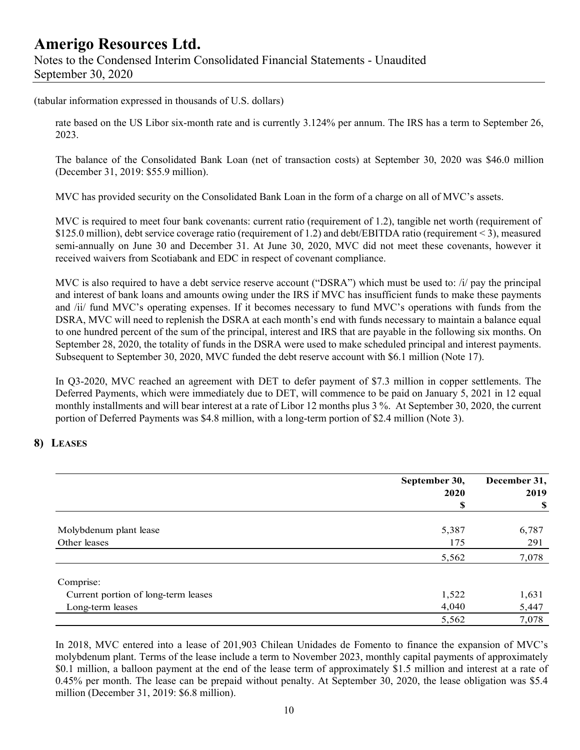(tabular information expressed in thousands of U.S. dollars)

rate based on the US Libor six-month rate and is currently 3.124% per annum. The IRS has a term to September 26, 2023.

The balance of the Consolidated Bank Loan (net of transaction costs) at September 30, 2020 was $46.0 million (December 31, 2019: $55.9 million).

MVC has provided security on the Consolidated Bank Loan in the form of a charge on all of MVC's assets.

MVC is required to meet four bank covenants: current ratio (requirement of 1.2), tangible net worth (requirement of $125.0 million), debt service coverage ratio (requirement of 1.2) and debt/EBITDA ratio (requirement < 3), measured semi-annually on June 30 and December 31. At June 30, 2020, MVC did not meet these covenants, however it received waivers from Scotiabank and EDC in respect of covenant compliance.

MVC is also required to have a debt service reserve account ("DSRA") which must be used to: /i/ pay the principal and interest of bank loans and amounts owing under the IRS if MVC has insufficient funds to make these payments and /ii/ fund MVC's operating expenses. If it becomes necessary to fund MVC's operations with funds from the DSRA, MVC will need to replenish the DSRA at each month's end with funds necessary to maintain a balance equal to one hundred percent of the sum of the principal, interest and IRS that are payable in the following six months. On September 28, 2020, the totality of funds in the DSRA were used to make scheduled principal and interest payments. Subsequent to September 30, 2020, MVC funded the debt reserve account with $6.1 million (Note 17).

In Q3-2020, MVC reached an agreement with DET to defer payment of $7.3 million in copper settlements. The Deferred Payments, which were immediately due to DET, will commence to be paid on January 5, 2021 in 12 equal monthly installments and will bear interest at a rate of Libor 12 months plus 3 %. At September 30, 2020, the current portion of Deferred Payments was $4.8 million, with a long-term portion of $2.4 million (Note 3).

## 8) LEASES

| | September 30, 2020 $ | December 31, 2019 $ |
|---|---|---|
| Molybdenum plant lease | 5,387 | 6,787 |
| Other leases | 175 | 291 |
| | 5,562 | 7,078 |
| Comprise: | | |
| Current portion of long-term leases | 1,522 | 1,631 |
| Long-term leases | 4,040 | 5,447 |
| | 5,562 | 7,078 |

In 2018, MVC entered into a lease of 201,903 Chilean Unidades de Fomento to finance the expansion of MVC's molybdenum plant. Terms of the lease include a term to November 2023, monthly capital payments of approximately $0.1 million, a balloon payment at the end of the lease term of approximately $1.5 million and interest at a rate of 0.45% per month. The lease can be prepaid without penalty. At September 30, 2020, the lease obligation was $5.4 million (December 31, 2019: $6.8 million).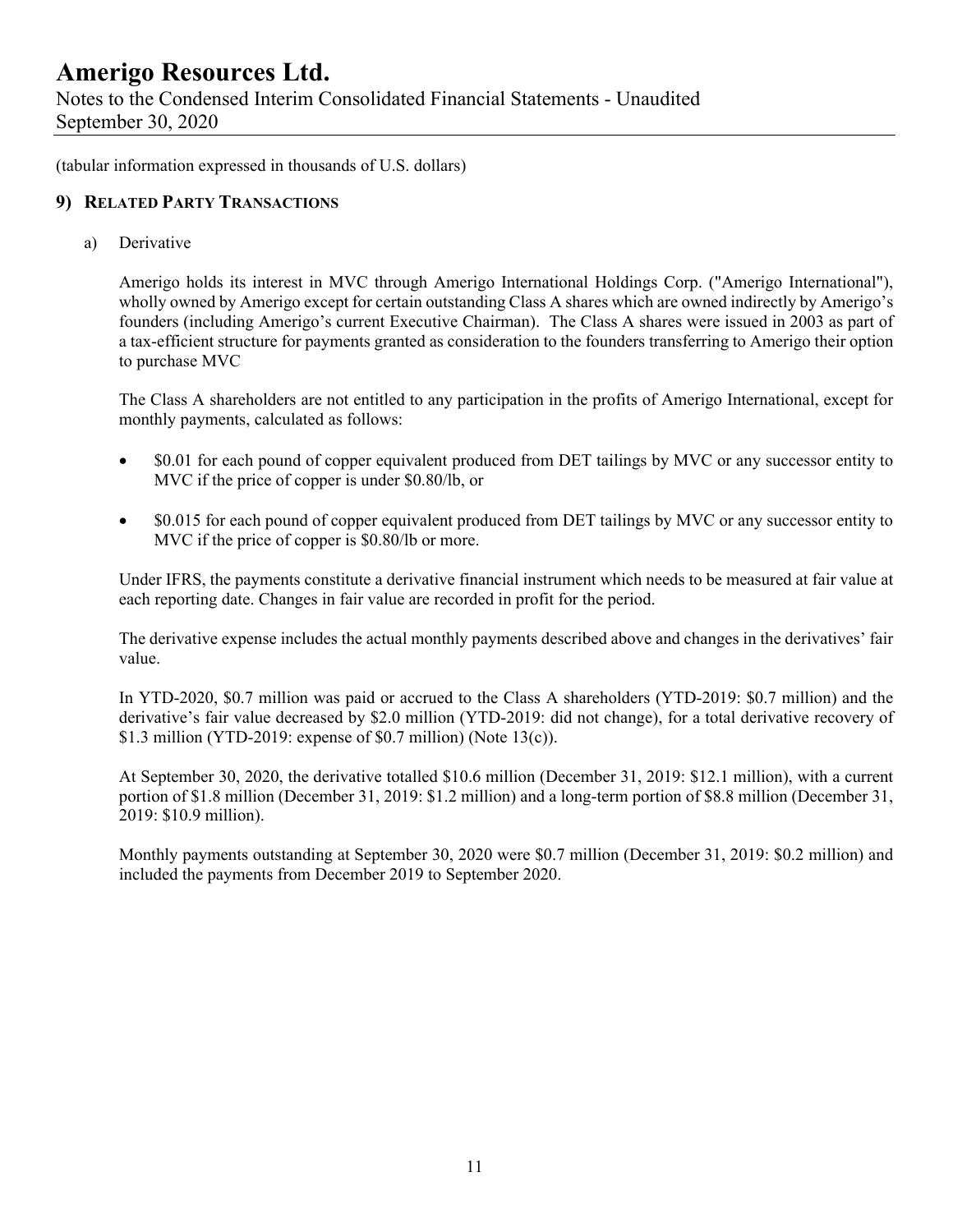(tabular information expressed in thousands of U.S. dollars)

## 9) RELATED PARTY TRANSACTIONS

a) Derivative

Amerigo holds its interest in MVC through Amerigo International Holdings Corp. ("Amerigo International"), wholly owned by Amerigo except for certain outstanding Class A shares which are owned indirectly by Amerigo's founders (including Amerigo's current Executive Chairman). The Class A shares were issued in 2003 as part of a tax-efficient structure for payments granted as consideration to the founders transferring to Amerigo their option to purchase MVC

The Class A shareholders are not entitled to any participation in the profits of Amerigo International, except for monthly payments, calculated as follows:

- $0.01 for each pound of copper equivalent produced from DET tailings by MVC or any successor entity to MVC if the price of copper is under $0.80/lb, or
- $0.015 for each pound of copper equivalent produced from DET tailings by MVC or any successor entity to MVC if the price of copper is $0.80/lb or more.

Under IFRS, the payments constitute a derivative financial instrument which needs to be measured at fair value at each reporting date. Changes in fair value are recorded in profit for the period.

The derivative expense includes the actual monthly payments described above and changes in the derivatives' fair value.

In YTD-2020, $0.7 million was paid or accrued to the Class A shareholders (YTD-2019: $0.7 million) and the derivative's fair value decreased by $2.0 million (YTD-2019: did not change), for a total derivative recovery of $1.3 million (YTD-2019: expense of $0.7 million) (Note 13(c)).

At September 30, 2020, the derivative totalled $10.6 million (December 31, 2019: $12.1 million), with a current portion of $1.8 million (December 31, 2019: $1.2 million) and a long-term portion of $8.8 million (December 31, 2019: $10.9 million).

Monthly payments outstanding at September 30, 2020 were $0.7 million (December 31, 2019: $0.2 million) and included the payments from December 2019 to September 2020.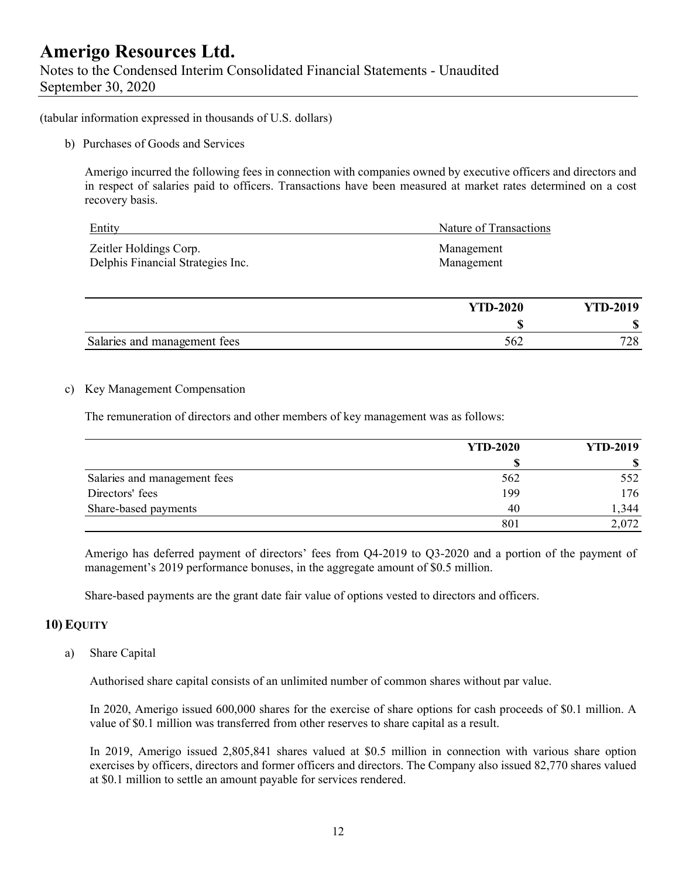(tabular information expressed in thousands of U.S. dollars)

b) Purchases of Goods and Services

Amerigo incurred the following fees in connection with companies owned by executive officers and directors and in respect of salaries paid to officers. Transactions have been measured at market rates determined on a cost recovery basis.

| Entity | Nature of Transactions |
|---|---|
| Zeitler Holdings Corp. | Management |
| Delphis Financial Strategies Inc. | Management |

| | YTD-2020 | YTD-2019 |
|---|---|---|
| | $ | $ |
| Salaries and management fees | 562 | 728 |

c) Key Management Compensation

The remuneration of directors and other members of key management was as follows:

| | YTD-2020 | YTD-2019 |
|---|---|---|
| | $ | $ |
| Salaries and management fees | 562 | 552 |
| Directors' fees | 199 | 176 |
| Share-based payments | 40 | 1,344 |
| | 801 | 2,072 |

Amerigo has deferred payment of directors' fees from Q4-2019 to Q3-2020 and a portion of the payment of management's 2019 performance bonuses, in the aggregate amount of $0.5 million.

Share-based payments are the grant date fair value of options vested to directors and officers.

## 10) EQUITY

a) Share Capital

Authorised share capital consists of an unlimited number of common shares without par value.

In 2020, Amerigo issued 600,000 shares for the exercise of share options for cash proceeds of $0.1 million. A value of $0.1 million was transferred from other reserves to share capital as a result.

In 2019, Amerigo issued 2,805,841 shares valued at $0.5 million in connection with various share option exercises by officers, directors and former officers and directors. The Company also issued 82,770 shares valued at $0.1 million to settle an amount payable for services rendered.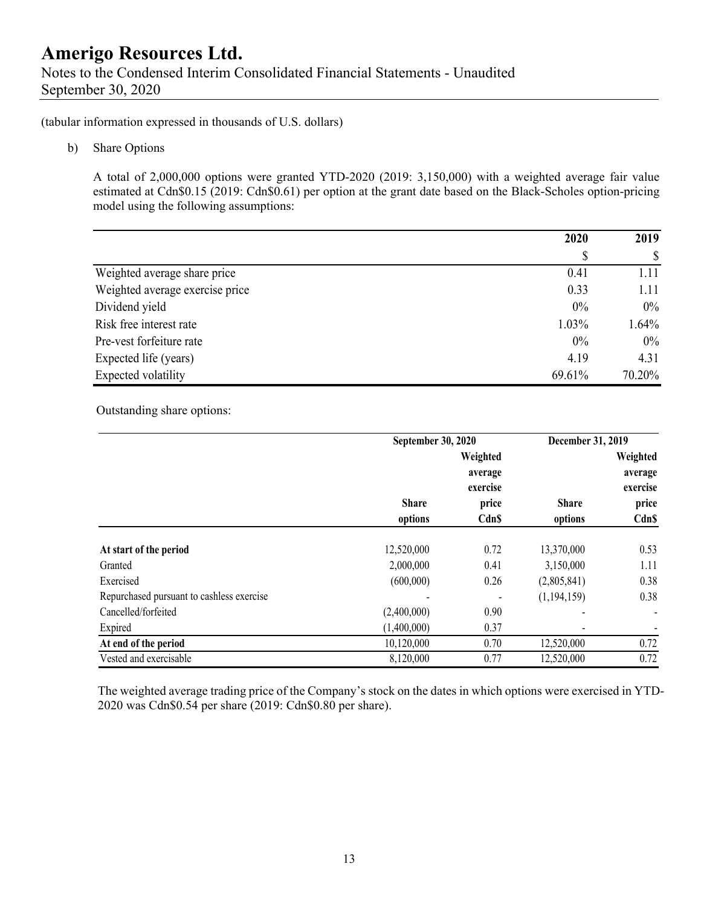(tabular information expressed in thousands of U.S. dollars)

b) Share Options

A total of 2,000,000 options were granted YTD-2020 (2019: 3,150,000) with a weighted average fair value estimated at Cdn$0.15 (2019: Cdn$0.61) per option at the grant date based on the Black-Scholes option-pricing model using the following assumptions:

| | 2020 | 2019 |
|---|---|---|
| | $ | $ |
| Weighted average share price | 0.41 | 1.11 |
| Weighted average exercise price | 0.33 | 1.11 |
| Dividend yield | 0% | 0% |
| Risk free interest rate | 1.03% | 1.64% |
| Pre-vest forfeiture rate | 0% | 0% |
| Expected life (years) | 4.19 | 4.31 |
| Expected volatility | 69.61% | 70.20% |

Outstanding share options:

| | September 30, 2020 | | December 31, 2019 | |
|---|---|---|---|---|
| | Share options | Weighted average exercise price Cdn$ | Share options | Weighted average exercise price Cdn$ |
| **At start of the period** | 12,520,000 | 0.72 | 13,370,000 | 0.53 |
| Granted | 2,000,000 | 0.41 | 3,150,000 | 1.11 |
| Exercised | (600,000) | 0.26 | (2,805,841) | 0.38 |
| Repurchased pursuant to cashless exercise | - | - | (1,194,159) | 0.38 |
| Cancelled/forfeited | (2,400,000) | 0.90 | - | - |
| Expired | (1,400,000) | 0.37 | - | - |
| **At end of the period** | 10,120,000 | 0.70 | 12,520,000 | 0.72 |
| Vested and exercisable | 8,120,000 | 0.77 | 12,520,000 | 0.72 |

The weighted average trading price of the Company's stock on the dates in which options were exercised in YTD-2020 was Cdn$0.54 per share (2019: Cdn$0.80 per share).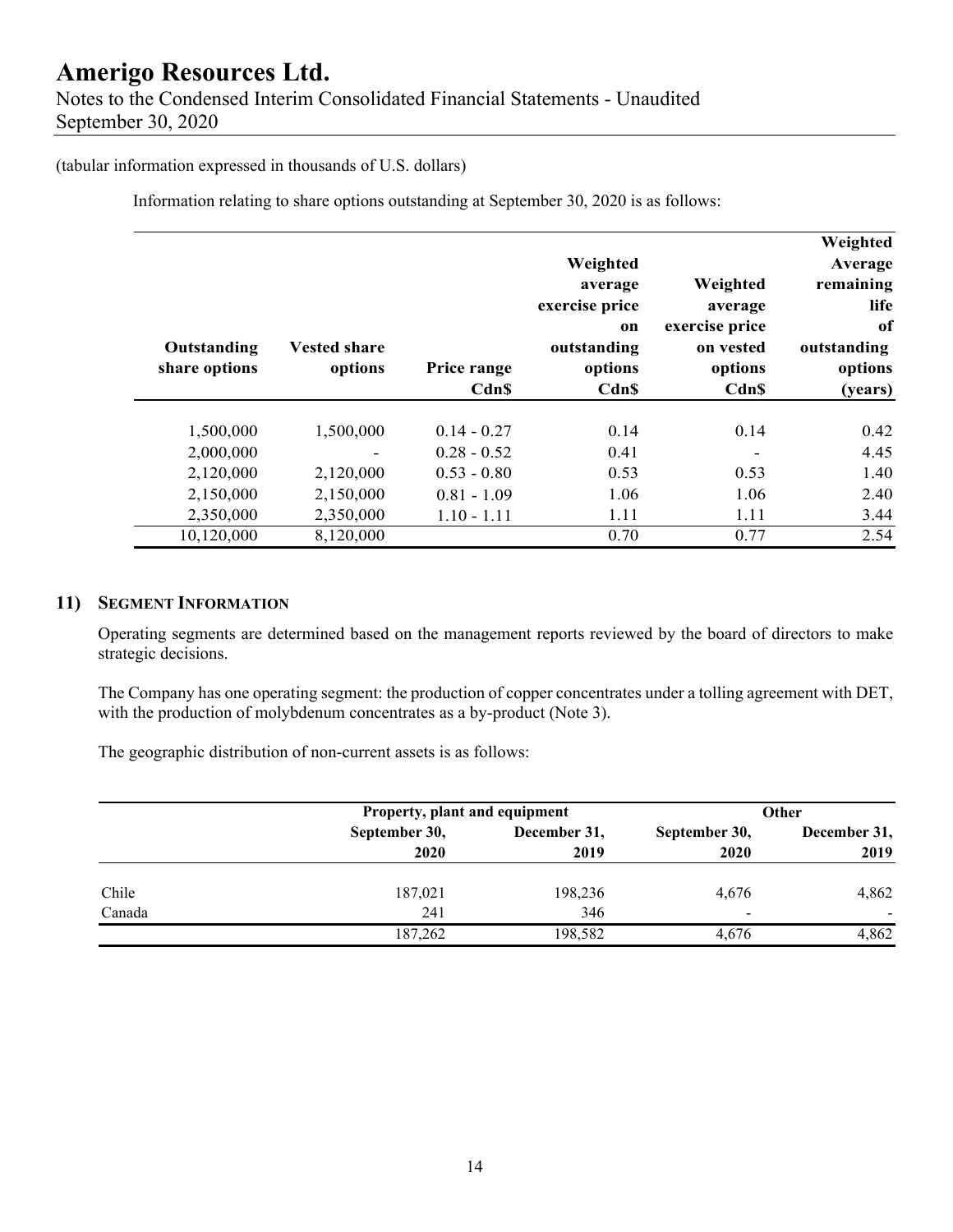(tabular information expressed in thousands of U.S. dollars)

Information relating to share options outstanding at September 30, 2020 is as follows:

| Outstanding share options | Vested share options | Price range Cdn$ | Weighted average exercise price on outstanding options Cdn$ | Weighted average exercise price on vested options Cdn$ | Weighted Average remaining life of outstanding options (years) |
|---|---|---|---|---|---|
| 1,500,000 | 1,500,000 | 0.14 - 0.27 | 0.14 | 0.14 | 0.42 |
| 2,000,000 | - | 0.28 - 0.52 | 0.41 | - | 4.45 |
| 2,120,000 | 2,120,000 | 0.53 - 0.80 | 0.53 | 0.53 | 1.40 |
| 2,150,000 | 2,150,000 | 0.81 - 1.09 | 1.06 | 1.06 | 2.40 |
| 2,350,000 | 2,350,000 | 1.10 - 1.11 | 1.11 | 1.11 | 3.44 |
| 10,120,000 | 8,120,000 | | 0.70 | 0.77 | 2.54 |

## 11) Segment Information

Operating segments are determined based on the management reports reviewed by the board of directors to make strategic decisions.

The Company has one operating segment: the production of copper concentrates under a tolling agreement with DET, with the production of molybdenum concentrates as a by-product (Note 3).

The geographic distribution of non-current assets is as follows:

| | Property, plant and equipment | | Other | |
|---|---|---|---|---|
| | September 30, 2020 | December 31, 2019 | September 30, 2020 | December 31, 2019 |
| Chile | 187,021 | 198,236 | 4,676 | 4,862 |
| Canada | 241 | 346 | - | - |
| | 187,262 | 198,582 | 4,676 | 4,862 |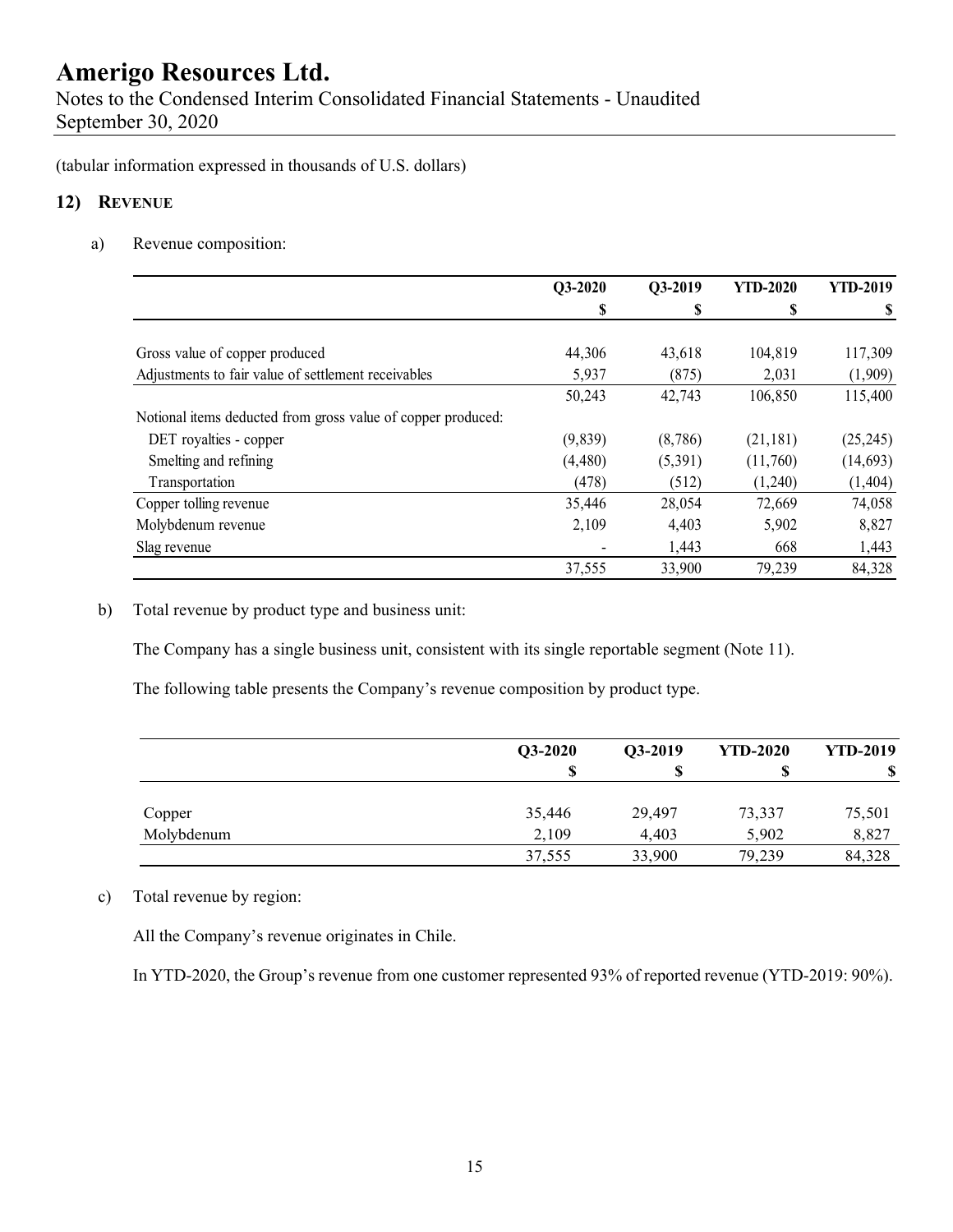# Amerigo Resources Ltd.

Notes to the Condensed Interim Consolidated Financial Statements - Unaudited
September 30, 2020

(tabular information expressed in thousands of U.S. dollars)

## 12) Revenue

a) Revenue composition:

| | Q3-2020 | Q3-2019 | YTD-2020 | YTD-2019 |
|---|---|---|---|---|
| | $ | $ | $ | $ |
| Gross value of copper produced | 44,306 | 43,618 | 104,819 | 117,309 |
| Adjustments to fair value of settlement receivables | 5,937 | (875) | 2,031 | (1,909) |
| | 50,243 | 42,743 | 106,850 | 115,400 |
| Notional items deducted from gross value of copper produced: | | | | |
| DET royalties - copper | (9,839) | (8,786) | (21,181) | (25,245) |
| Smelting and refining | (4,480) | (5,391) | (11,760) | (14,693) |
| Transportation | (478) | (512) | (1,240) | (1,404) |
| Copper tolling revenue | 35,446 | 28,054 | 72,669 | 74,058 |
| Molybdenum revenue | 2,109 | 4,403 | 5,902 | 8,827 |
| Slag revenue | - | 1,443 | 668 | 1,443 |
| | 37,555 | 33,900 | 79,239 | 84,328 |

b) Total revenue by product type and business unit:

The Company has a single business unit, consistent with its single reportable segment (Note 11).

The following table presents the Company's revenue composition by product type.

| | Q3-2020 | Q3-2019 | YTD-2020 | YTD-2019 |
|---|---|---|---|---|
| | $ | $ | $ | $ |
| Copper | 35,446 | 29,497 | 73,337 | 75,501 |
| Molybdenum | 2,109 | 4,403 | 5,902 | 8,827 |
| | 37,555 | 33,900 | 79,239 | 84,328 |

c) Total revenue by region:

All the Company's revenue originates in Chile.

In YTD-2020, the Group's revenue from one customer represented 93% of reported revenue (YTD-2019: 90%).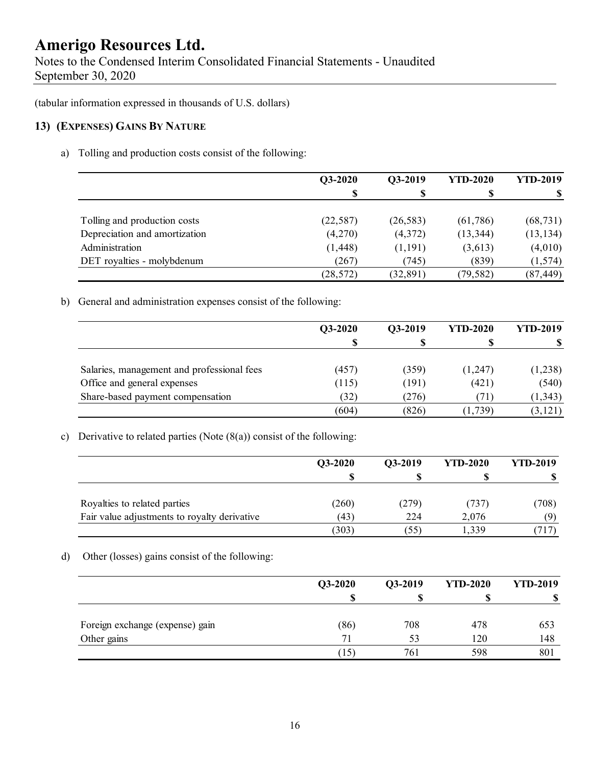(tabular information expressed in thousands of U.S. dollars)

## 13) (EXPENSES) GAINS BY NATURE

a) Tolling and production costs consist of the following:

| | Q3-2020 | Q3-2019 | YTD-2020 | YTD-2019 |
|---|---|---|---|---|
| | $ | $ | $ | $ |
| Tolling and production costs | (22,587) | (26,583) | (61,786) | (68,731) |
| Depreciation and amortization | (4,270) | (4,372) | (13,344) | (13,134) |
| Administration | (1,448) | (1,191) | (3,613) | (4,010) |
| DET royalties - molybdenum | (267) | (745) | (839) | (1,574) |
| | (28,572) | (32,891) | (79,582) | (87,449) |

b) General and administration expenses consist of the following:

| | Q3-2020 | Q3-2019 | YTD-2020 | YTD-2019 |
|---|---|---|---|---|
| | $ | $ | $ | $ |
| Salaries, management and professional fees | (457) | (359) | (1,247) | (1,238) |
| Office and general expenses | (115) | (191) | (421) | (540) |
| Share-based payment compensation | (32) | (276) | (71) | (1,343) |
| | (604) | (826) | (1,739) | (3,121) |

c) Derivative to related parties (Note (8(a)) consist of the following:

| | Q3-2020 | Q3-2019 | YTD-2020 | YTD-2019 |
|---|---|---|---|---|
| | $ | $ | $ | $ |
| Royalties to related parties | (260) | (279) | (737) | (708) |
| Fair value adjustments to royalty derivative | (43) | 224 | 2,076 | (9) |
| | (303) | (55) | 1,339 | (717) |

d) Other (losses) gains consist of the following:

| | Q3-2020 | Q3-2019 | YTD-2020 | YTD-2019 |
|---|---|---|---|---|
| | $ | $ | $ | $ |
| Foreign exchange (expense) gain | (86) | 708 | 478 | 653 |
| Other gains | 71 | 53 | 120 | 148 |
| | (15) | 761 | 598 | 801 |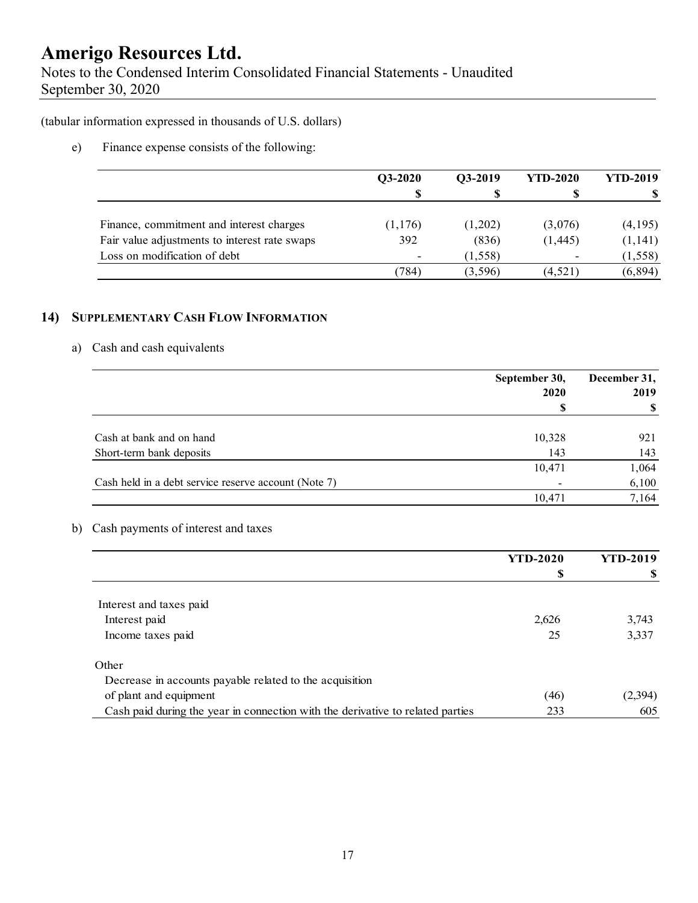(tabular information expressed in thousands of U.S. dollars)

e) Finance expense consists of the following:

| | Q3-2020 | Q3-2019 | YTD-2020 | YTD-2019 |
|---|---|---|---|---|
| | $ | $ | $ | $ |
| Finance, commitment and interest charges | (1,176) | (1,202) | (3,076) | (4,195) |
| Fair value adjustments to interest rate swaps | 392 | (836) | (1,445) | (1,141) |
| Loss on modification of debt | - | (1,558) | - | (1,558) |
| | (784) | (3,596) | (4,521) | (6,894) |

## 14) SUPPLEMENTARY CASH FLOW INFORMATION

a) Cash and cash equivalents

| | September 30, 2020 | December 31, 2019 |
|---|---|---|
| | $ | $ |
| Cash at bank and on hand | 10,328 | 921 |
| Short-term bank deposits | 143 | 143 |
| | 10,471 | 1,064 |
| Cash held in a debt service reserve account (Note 7) | - | 6,100 |
| | 10,471 | 7,164 |

b) Cash payments of interest and taxes

| | YTD-2020 | YTD-2019 |
|---|---|---|
| | $ | $ |
| Interest and taxes paid | | |
| Interest paid | 2,626 | 3,743 |
| Income taxes paid | 25 | 3,337 |
| Other | | |
| Decrease in accounts payable related to the acquisition of plant and equipment | (46) | (2,394) |
| Cash paid during the year in connection with the derivative to related parties | 233 | 605 |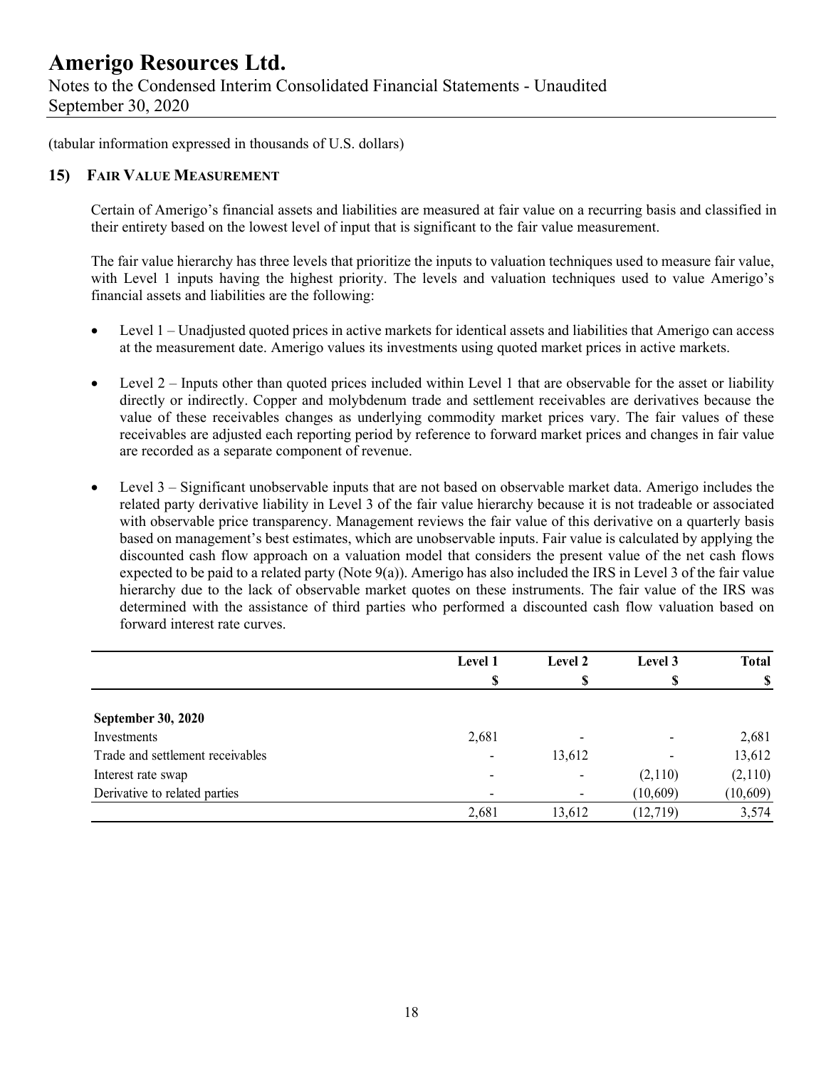(tabular information expressed in thousands of U.S. dollars)

## 15) FAIR VALUE MEASUREMENT

Certain of Amerigo's financial assets and liabilities are measured at fair value on a recurring basis and classified in their entirety based on the lowest level of input that is significant to the fair value measurement.

The fair value hierarchy has three levels that prioritize the inputs to valuation techniques used to measure fair value, with Level 1 inputs having the highest priority. The levels and valuation techniques used to value Amerigo's financial assets and liabilities are the following:

- Level 1 – Unadjusted quoted prices in active markets for identical assets and liabilities that Amerigo can access at the measurement date. Amerigo values its investments using quoted market prices in active markets.
- Level 2 – Inputs other than quoted prices included within Level 1 that are observable for the asset or liability directly or indirectly. Copper and molybdenum trade and settlement receivables are derivatives because the value of these receivables changes as underlying commodity market prices vary. The fair values of these receivables are adjusted each reporting period by reference to forward market prices and changes in fair value are recorded as a separate component of revenue.
- Level 3 – Significant unobservable inputs that are not based on observable market data. Amerigo includes the related party derivative liability in Level 3 of the fair value hierarchy because it is not tradeable or associated with observable price transparency. Management reviews the fair value of this derivative on a quarterly basis based on management's best estimates, which are unobservable inputs. Fair value is calculated by applying the discounted cash flow approach on a valuation model that considers the present value of the net cash flows expected to be paid to a related party (Note 9(a)). Amerigo has also included the IRS in Level 3 of the fair value hierarchy due to the lack of observable market quotes on these instruments. The fair value of the IRS was determined with the assistance of third parties who performed a discounted cash flow valuation based on forward interest rate curves.

| | Level 1 | Level 2 | Level 3 | Total |
|---|---|---|---|---|
| | $ | $ | $ | $ |
| **September 30, 2020** | | | | |
| Investments | 2,681 | - | - | 2,681 |
| Trade and settlement receivables | - | 13,612 | - | 13,612 |
| Interest rate swap | - | - | (2,110) | (2,110) |
| Derivative to related parties | - | - | (10,609) | (10,609) |
| | 2,681 | 13,612 | (12,719) | 3,574 |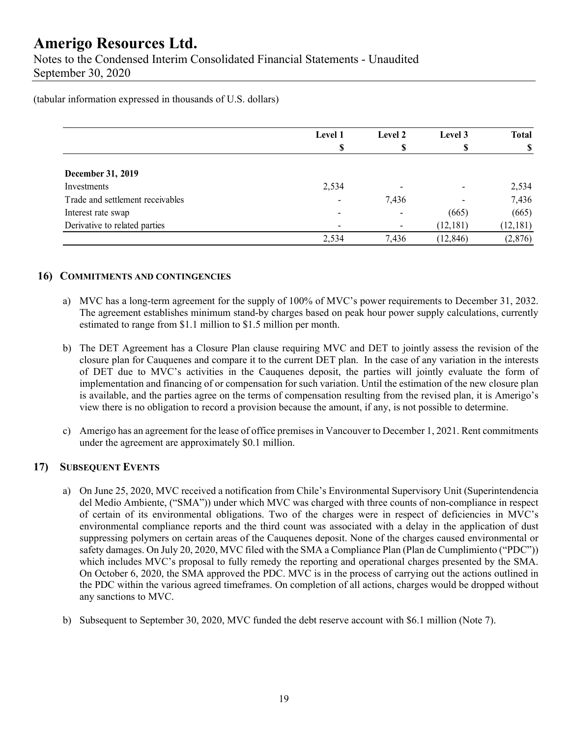(tabular information expressed in thousands of U.S. dollars)

| | Level 1 | Level 2 | Level 3 | Total |
|---|---|---|---|---|
| | $ | $ | $ | $ |
| **December 31, 2019** | | | | |
| Investments | 2,534 | - | - | 2,534 |
| Trade and settlement receivables | - | 7,436 | - | 7,436 |
| Interest rate swap | - | - | (665) | (665) |
| Derivative to related parties | - | - | (12,181) | (12,181) |
| | 2,534 | 7,436 | (12,846) | (2,876) |

## 16) Commitments and Contingencies

a) MVC has a long-term agreement for the supply of 100% of MVC's power requirements to December 31, 2032. The agreement establishes minimum stand-by charges based on peak hour power supply calculations, currently estimated to range from $1.1 million to $1.5 million per month.

b) The DET Agreement has a Closure Plan clause requiring MVC and DET to jointly assess the revision of the closure plan for Cauquenes and compare it to the current DET plan. In the case of any variation in the interests of DET due to MVC's activities in the Cauquenes deposit, the parties will jointly evaluate the form of implementation and financing of or compensation for such variation. Until the estimation of the new closure plan is available, and the parties agree on the terms of compensation resulting from the revised plan, it is Amerigo's view there is no obligation to record a provision because the amount, if any, is not possible to determine.

c) Amerigo has an agreement for the lease of office premises in Vancouver to December 1, 2021. Rent commitments under the agreement are approximately $0.1 million.

## 17) Subsequent Events

a) On June 25, 2020, MVC received a notification from Chile's Environmental Supervisory Unit (Superintendencia del Medio Ambiente, ("SMA")) under which MVC was charged with three counts of non-compliance in respect of certain of its environmental obligations. Two of the charges were in respect of deficiencies in MVC's environmental compliance reports and the third count was associated with a delay in the application of dust suppressing polymers on certain areas of the Cauquenes deposit. None of the charges caused environmental or safety damages. On July 20, 2020, MVC filed with the SMA a Compliance Plan (Plan de Cumplimiento ("PDC")) which includes MVC's proposal to fully remedy the reporting and operational charges presented by the SMA. On October 6, 2020, the SMA approved the PDC. MVC is in the process of carrying out the actions outlined in the PDC within the various agreed timeframes. On completion of all actions, charges would be dropped without any sanctions to MVC.

b) Subsequent to September 30, 2020, MVC funded the debt reserve account with $6.1 million (Note 7).